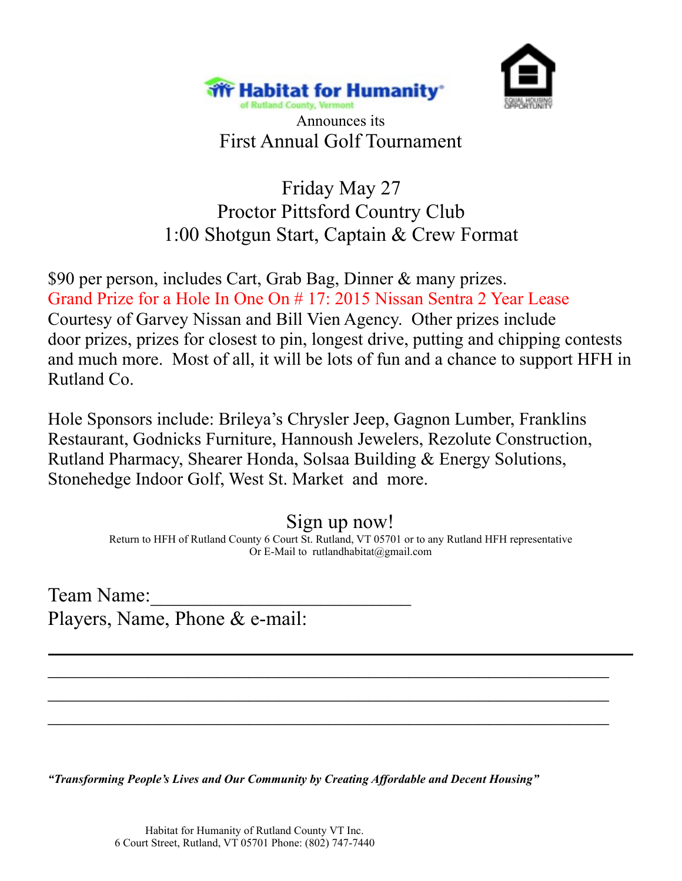Habitat for Humanity
of Rutland County, Vermont

Announces its

# First Annual Golf Tournament

## Friday May 27
## Proctor Pittsford Country Club
## 1:00 Shotgun Start, Captain & Crew Format

$90 per person, includes Cart, Grab Bag, Dinner & many prizes.
Grand Prize for a Hole In One On # 17: 2015 Nissan Sentra 2 Year Lease
Courtesy of Garvey Nissan and Bill Vien Agency. Other prizes include door prizes, prizes for closest to pin, longest drive, putting and chipping contests and much more. Most of all, it will be lots of fun and a chance to support HFH in Rutland Co.

Hole Sponsors include: Brileya's Chrysler Jeep, Gagnon Lumber, Franklins Restaurant, Godnicks Furniture, Hannoush Jewelers, Rezolute Construction, Rutland Pharmacy, Shearer Honda, Solsaa Building & Energy Solutions, Stonehedge Indoor Golf, West St. Market and more.

## Sign up now!

Return to HFH of Rutland County 6 Court St. Rutland, VT 05701 or to any Rutland HFH representative
Or E-Mail to rutlandhabitat@gmail.com

Team Name:___________________________

Players, Name, Phone & e-mail:

_________________________________________________________________

_________________________________________________________________

_________________________________________________________________

_________________________________________________________________

***"Transforming People's Lives and Our Community by Creating Affordable and Decent Housing"***

Habitat for Humanity of Rutland County VT Inc.
6 Court Street, Rutland, VT 05701 Phone: (802) 747-7440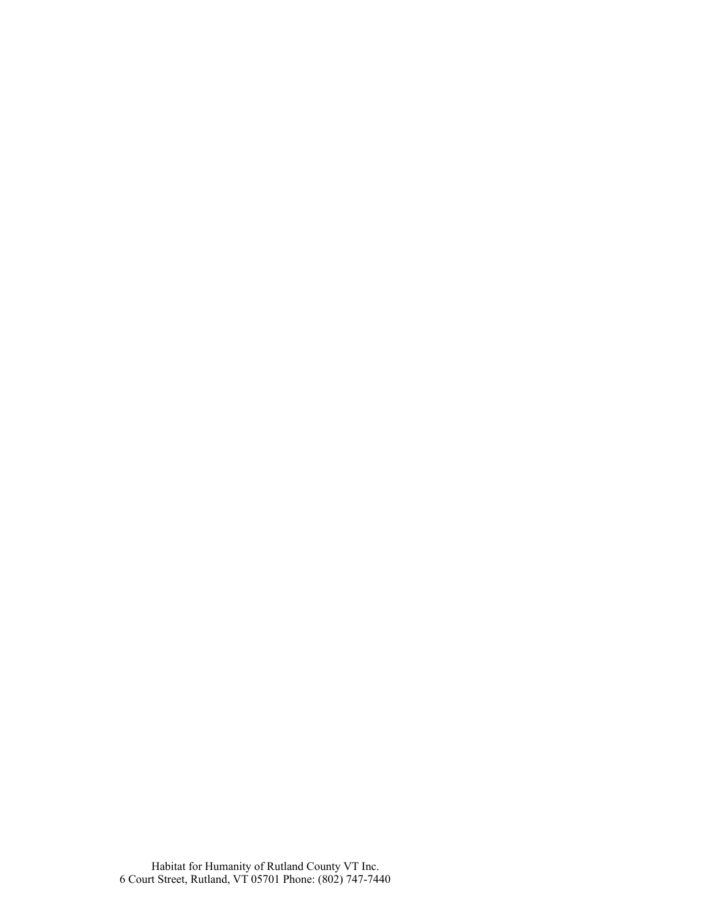Habitat for Humanity of Rutland County VT Inc.
6 Court Street, Rutland, VT 05701 Phone: (802) 747-7440